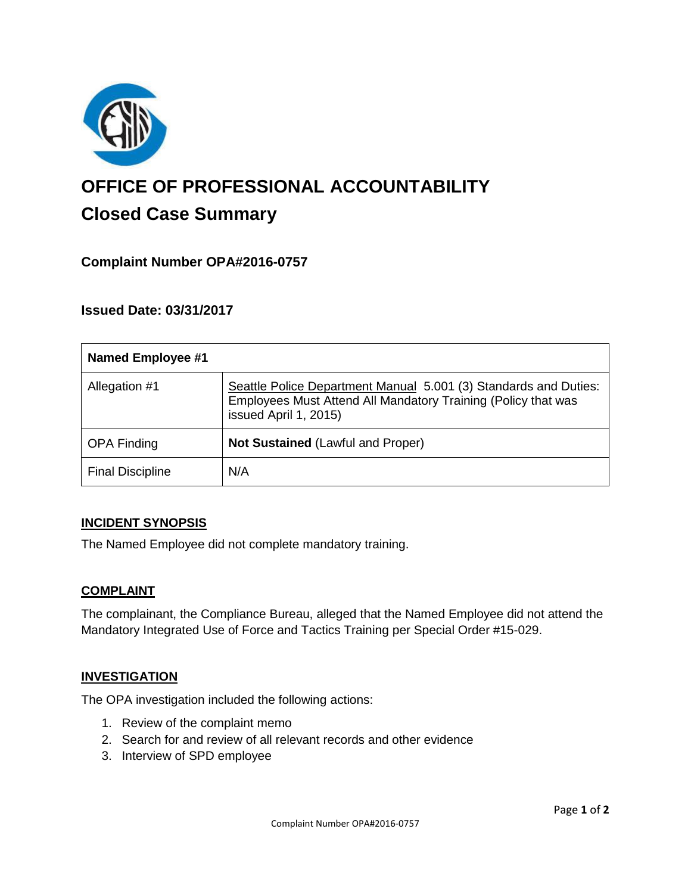# OFFICE OF PROFESSIONAL ACCOUNTABILITY

## Closed Case Summary

### Complaint Number OPA#2016-0757

### Issued Date: 03/31/2017

| **Named Employee #1** | |
|---|---|
| Allegation #1 | Seattle Police Department Manual 5.001 (3) Standards and Duties: Employees Must Attend All Mandatory Training (Policy that was issued April 1, 2015) |
| OPA Finding | **Not Sustained** (Lawful and Proper) |
| Final Discipline | N/A |

**INCIDENT SYNOPSIS**

The Named Employee did not complete mandatory training.

**COMPLAINT**

The complainant, the Compliance Bureau, alleged that the Named Employee did not attend the Mandatory Integrated Use of Force and Tactics Training per Special Order #15-029.

**INVESTIGATION**

The OPA investigation included the following actions:

1. Review of the complaint memo
2. Search for and review of all relevant records and other evidence
3. Interview of SPD employee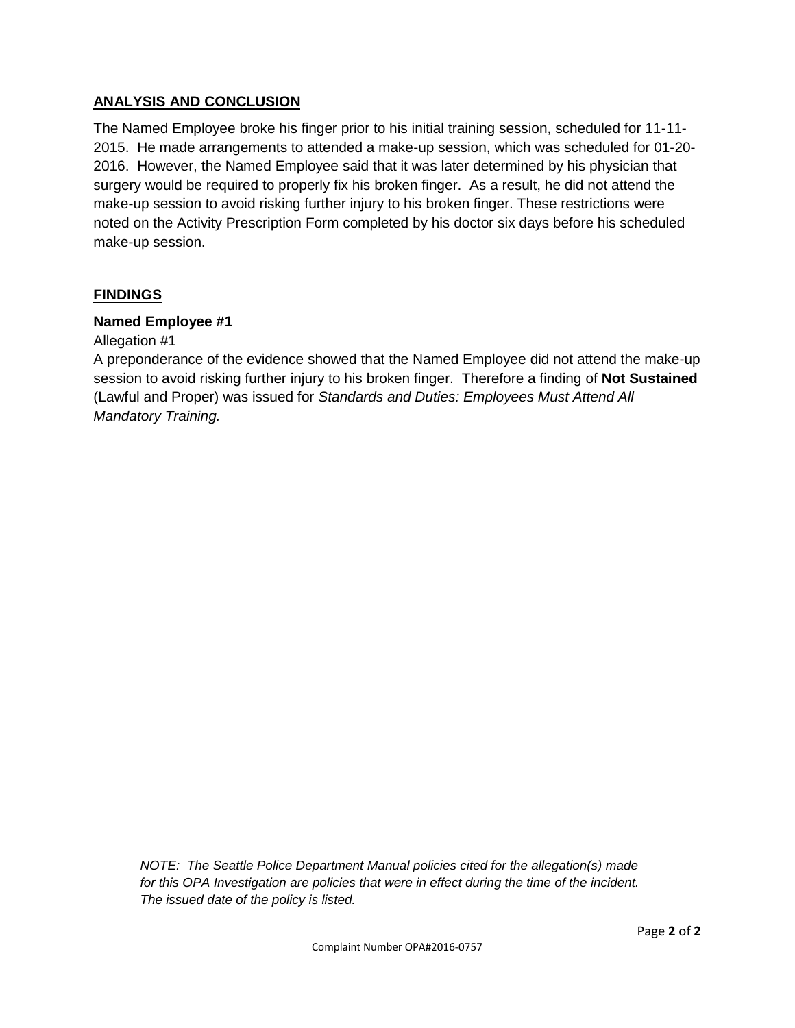## ANALYSIS AND CONCLUSION

The Named Employee broke his finger prior to his initial training session, scheduled for 11-11-2015. He made arrangements to attended a make-up session, which was scheduled for 01-20-2016. However, the Named Employee said that it was later determined by his physician that surgery would be required to properly fix his broken finger. As a result, he did not attend the make-up session to avoid risking further injury to his broken finger. These restrictions were noted on the Activity Prescription Form completed by his doctor six days before his scheduled make-up session.

## FINDINGS

**Named Employee #1**

Allegation #1

A preponderance of the evidence showed that the Named Employee did not attend the make-up session to avoid risking further injury to his broken finger. Therefore a finding of **Not Sustained** (Lawful and Proper) was issued for *Standards and Duties: Employees Must Attend All Mandatory Training.*

*NOTE: The Seattle Police Department Manual policies cited for the allegation(s) made for this OPA Investigation are policies that were in effect during the time of the incident. The issued date of the policy is listed.*

Complaint Number OPA#2016-0757